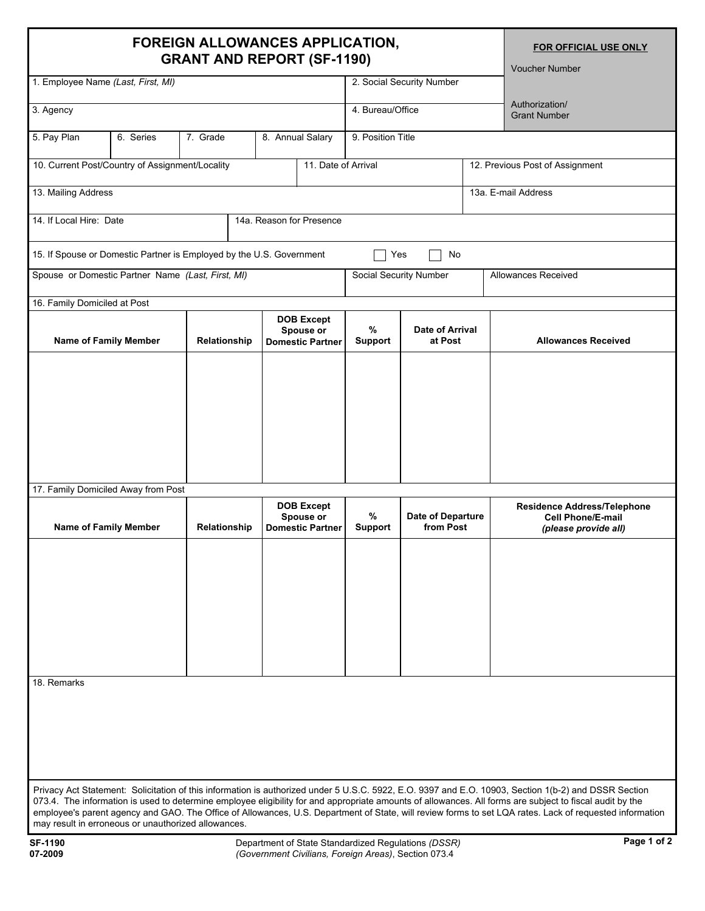# FOREIGN ALLOWANCES APPLICATION, GRANT AND REPORT (SF-1190)

**FOR OFFICIAL USE ONLY**

Voucher Number

Authorization/ Grant Number

| 1. Employee Name *(Last, First, MI)* | 2. Social Security Number |
|---|---|
| 3. Agency | 4. Bureau/Office |

| 5. Pay Plan | 6. Series | 7. Grade | 8. Annual Salary | 9. Position Title |
|---|---|---|---|---|

| 10. Current Post/Country of Assignment/Locality | 11. Date of Arrival | 12. Previous Post of Assignment |
|---|---|---|

| 13. Mailing Address | 13a. E-mail Address |
|---|---|

| 14. If Local Hire: Date | 14a. Reason for Presence |
|---|---|

15. If Spouse or Domestic Partner is Employed by the U.S. Government ☐ Yes ☐ No

| Spouse or Domestic Partner Name *(Last, First, MI)* | Social Security Number | Allowances Received |
|---|---|---|

16. Family Domiciled at Post

| Name of Family Member | Relationship | DOB Except Spouse or Domestic Partner | % Support | Date of Arrival at Post | Allowances Received |
|---|---|---|---|---|---|
| | | | | | |

17. Family Domiciled Away from Post

| Name of Family Member | Relationship | DOB Except Spouse or Domestic Partner | % Support | Date of Departure from Post | Residence Address/Telephone Cell Phone/E-mail *(please provide all)* |
|---|---|---|---|---|---|
| | | | | | |

18. Remarks

Privacy Act Statement: Solicitation of this information is authorized under 5 U.S.C. 5922, E.O. 9397 and E.O. 10903, Section 1(b-2) and DSSR Section 073.4. The information is used to determine employee eligibility for and appropriate amounts of allowances. All forms are subject to fiscal audit by the employee's parent agency and GAO. The Office of Allowances, U.S. Department of State, will review forms to set LQA rates. Lack of requested information may result in erroneous or unauthorized allowances.

SF-1190
07-2009

Department of State Standardized Regulations *(DSSR)*
*(Government Civilians, Foreign Areas)*, Section 073.4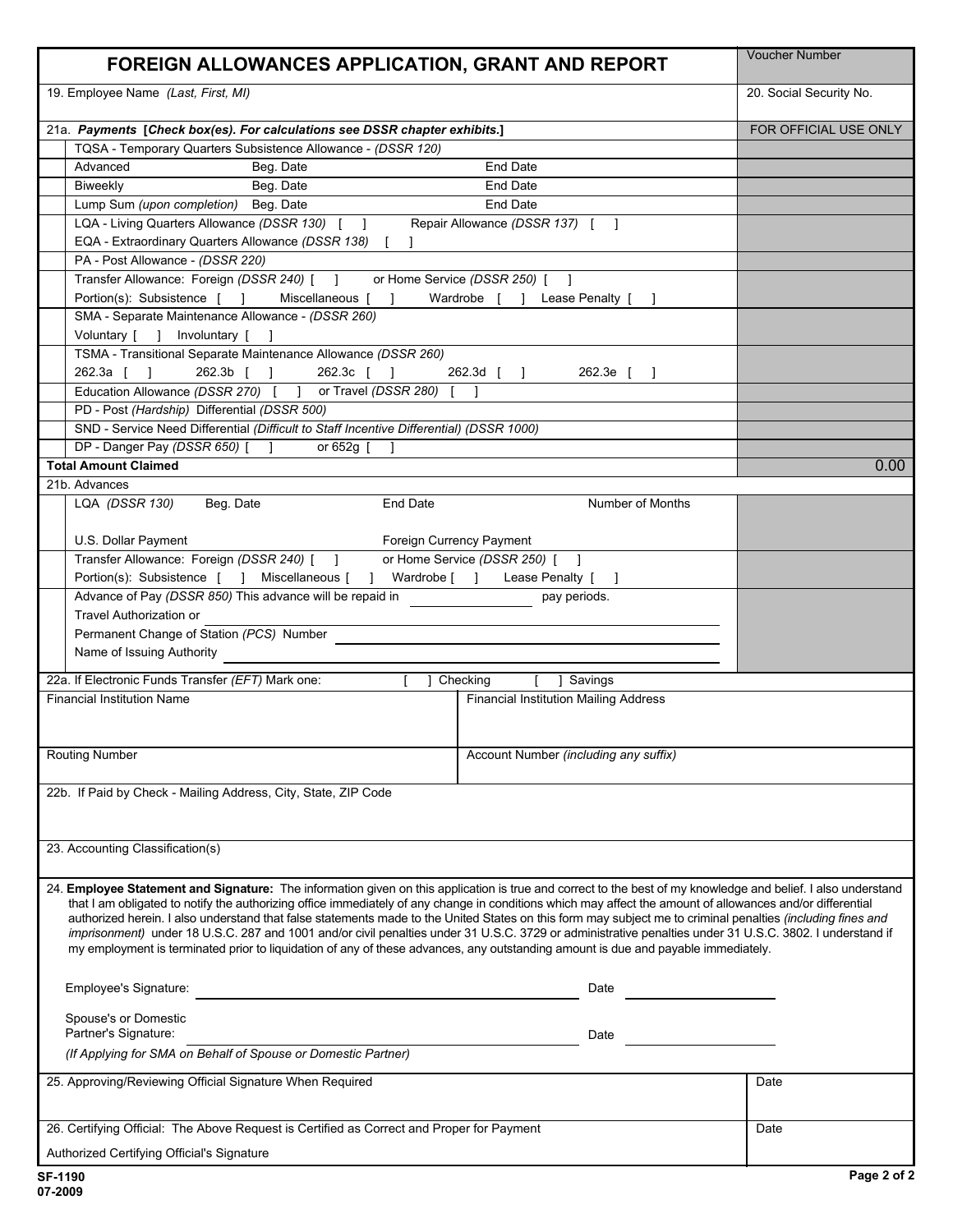# FOREIGN ALLOWANCES APPLICATION, GRANT AND REPORT

| | |
|---|---|
| | Voucher Number |
| 19. Employee Name *(Last, First, MI)* | 20. Social Security No. |
| 21a. ***Payments* [*Check box(es). For calculations see DSSR chapter exhibits.*]** | FOR OFFICIAL USE ONLY |
| TQSA - Temporary Quarters Subsistence Allowance - *(DSSR 120)* | |
| Advanced Beg. Date End Date | |
| Biweekly Beg. Date End Date | |
| Lump Sum *(upon completion)* Beg. Date End Date | |
| LQA - Living Quarters Allowance *(DSSR 130)* [ ] Repair Allowance *(DSSR 137)* [ ]<br>EQA - Extraordinary Quarters Allowance *(DSSR 138)* [ ] | |
| PA - Post Allowance - *(DSSR 220)* | |
| Transfer Allowance: Foreign *(DSSR 240)* [ ] or Home Service *(DSSR 250)* [ ]<br>Portion(s): Subsistence [ ] Miscellaneous [ ] Wardrobe [ ] Lease Penalty [ ] | |
| SMA - Separate Maintenance Allowance - *(DSSR 260)*<br>Voluntary [ ] Involuntary [ ] | |
| TSMA - Transitional Separate Maintenance Allowance *(DSSR 260)*<br>262.3a [ ] 262.3b [ ] 262.3c [ ] 262.3d [ ] 262.3e [ ] | |
| Education Allowance *(DSSR 270)* [ ] or Travel *(DSSR 280)* [ ] | |
| PD - Post *(Hardship)* Differential *(DSSR 500)* | |
| SND - Service Need Differential *(Difficult to Staff Incentive Differential) (DSSR 1000)* | |
| DP - Danger Pay *(DSSR 650)* [ ] or 652g [ ] | |
| **Total Amount Claimed** | 0.00 |
| 21b. Advances | |
| LQA *(DSSR 130)* Beg. Date End Date Number of Months<br><br>U.S. Dollar Payment Foreign Currency Payment | |
| Transfer Allowance: Foreign *(DSSR 240)* [ ] or Home Service *(DSSR 250)* [ ]<br>Portion(s): Subsistence [ ] Miscellaneous [ ] Wardrobe [ ] Lease Penalty [ ] | |
| Advance of Pay *(DSSR 850)* This advance will be repaid in ________ pay periods.<br>Travel Authorization or ________<br>Permanent Change of Station *(PCS)* Number ________<br>Name of Issuing Authority ________ | |

22a. If Electronic Funds Transfer *(EFT)* Mark one: [ ] Checking [ ] Savings

| | |
|---|---|
| Financial Institution Name | Financial Institution Mailing Address |
| Routing Number | Account Number *(including any suffix)* |

22b. If Paid by Check - Mailing Address, City, State, ZIP Code

23. Accounting Classification(s)

24. **Employee Statement and Signature:** The information given on this application is true and correct to the best of my knowledge and belief. I also understand that I am obligated to notify the authorizing office immediately of any change in conditions which may affect the amount of allowances and/or differential authorized herein. I also understand that false statements made to the United States on this form may subject me to criminal penalties *(including fines and imprisonment)* under 18 U.S.C. 287 and 1001 and/or civil penalties under 31 U.S.C. 3729 or administrative penalties under 31 U.S.C. 3802. I understand if my employment is terminated prior to liquidation of any of these advances, any outstanding amount is due and payable immediately.

Employee's Signature: ________________ Date ________

Spouse's or Domestic Partner's Signature: ________________ Date ________

*(If Applying for SMA on Behalf of Spouse or Domestic Partner)*

| | |
|---|---|
| 25. Approving/Reviewing Official Signature When Required | Date |
| 26. Certifying Official: The Above Request is Certified as Correct and Proper for Payment<br><br>Authorized Certifying Official's Signature | Date |

SF-1190
07-2009